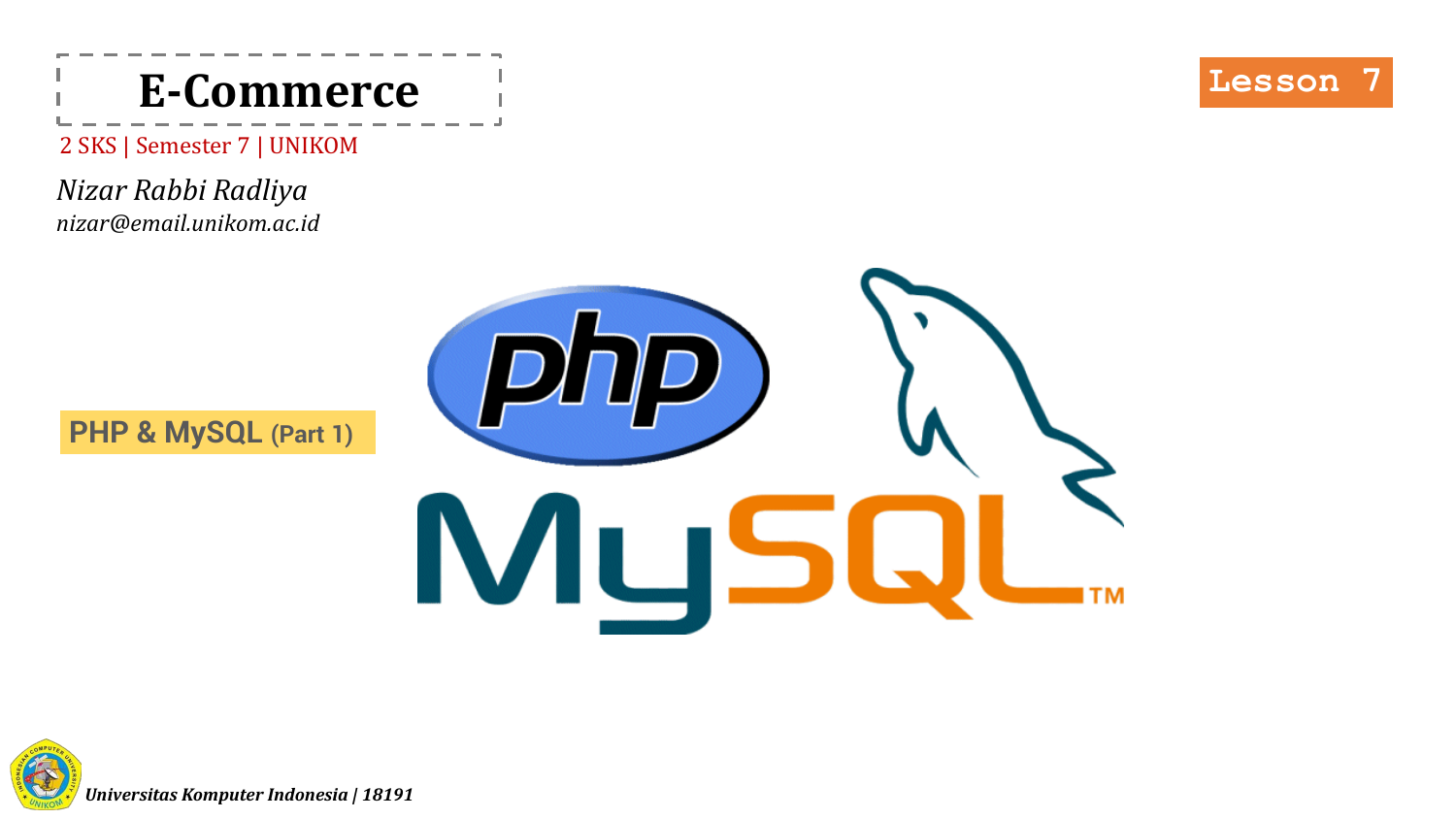# E-Commerce

2 SKS | Semester 7 | UNIKOM

*Nizar Rabbi Radliya*
*nizar@email.unikom.ac.id*

**Lesson 7**

**PHP & MySQL (Part 1)**

***Universitas Komputer Indonesia | 18191***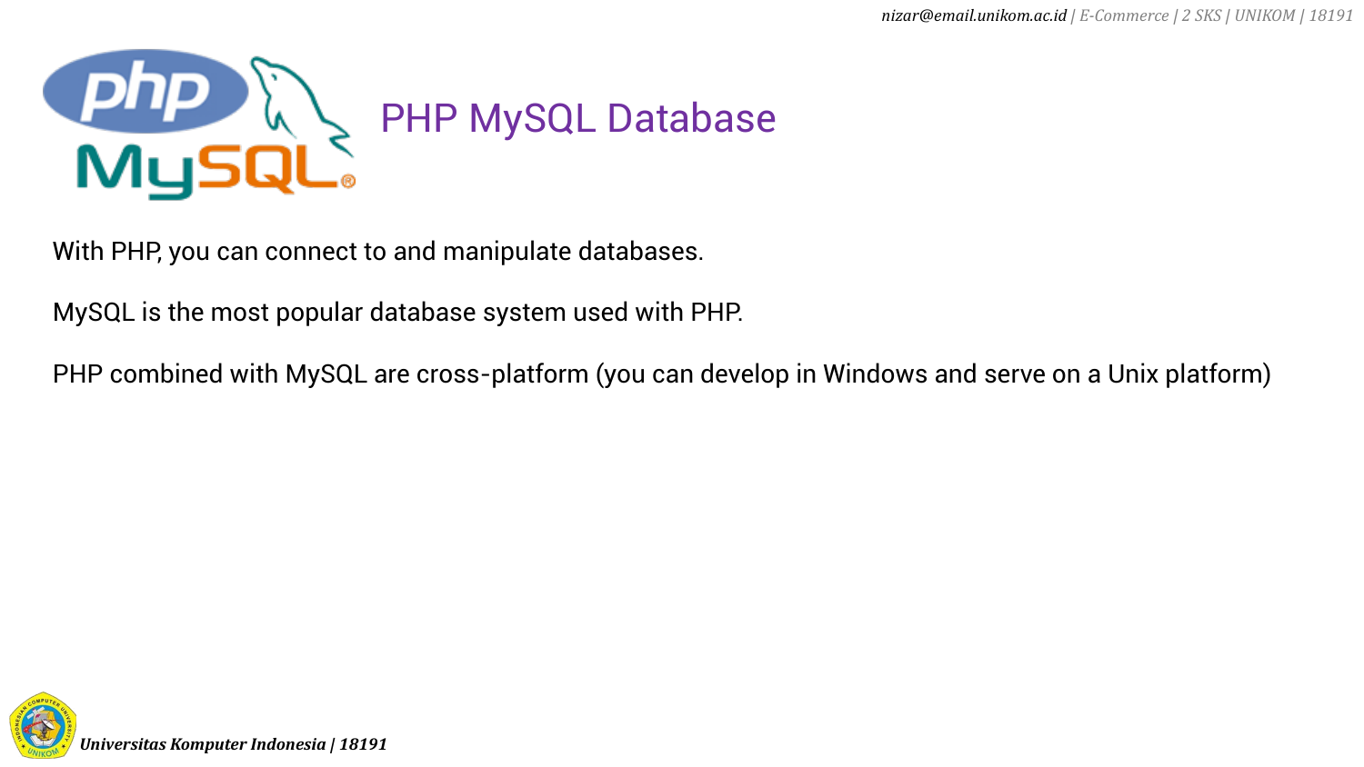# PHP MySQL Database

With PHP, you can connect to and manipulate databases.

MySQL is the most popular database system used with PHP.

PHP combined with MySQL are cross-platform (you can develop in Windows and serve on a Unix platform)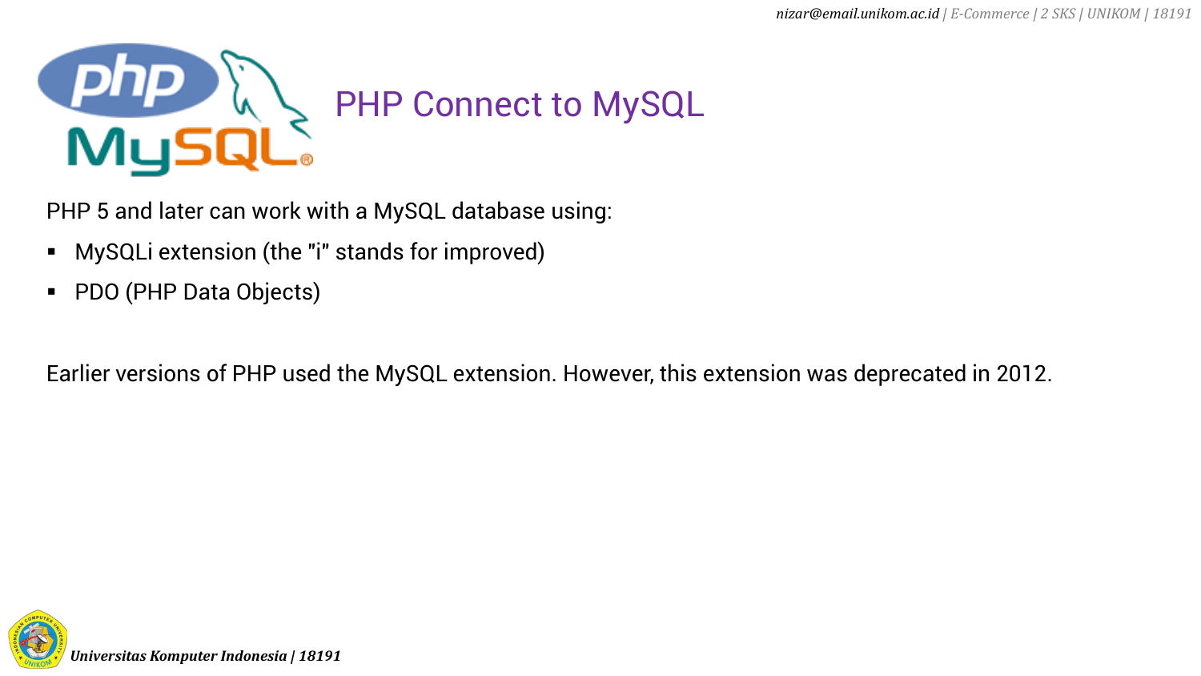# PHP Connect to MySQL

PHP 5 and later can work with a MySQL database using:

- MySQLi extension (the "i" stands for improved)
- PDO (PHP Data Objects)

Earlier versions of PHP used the MySQL extension. However, this extension was deprecated in 2012.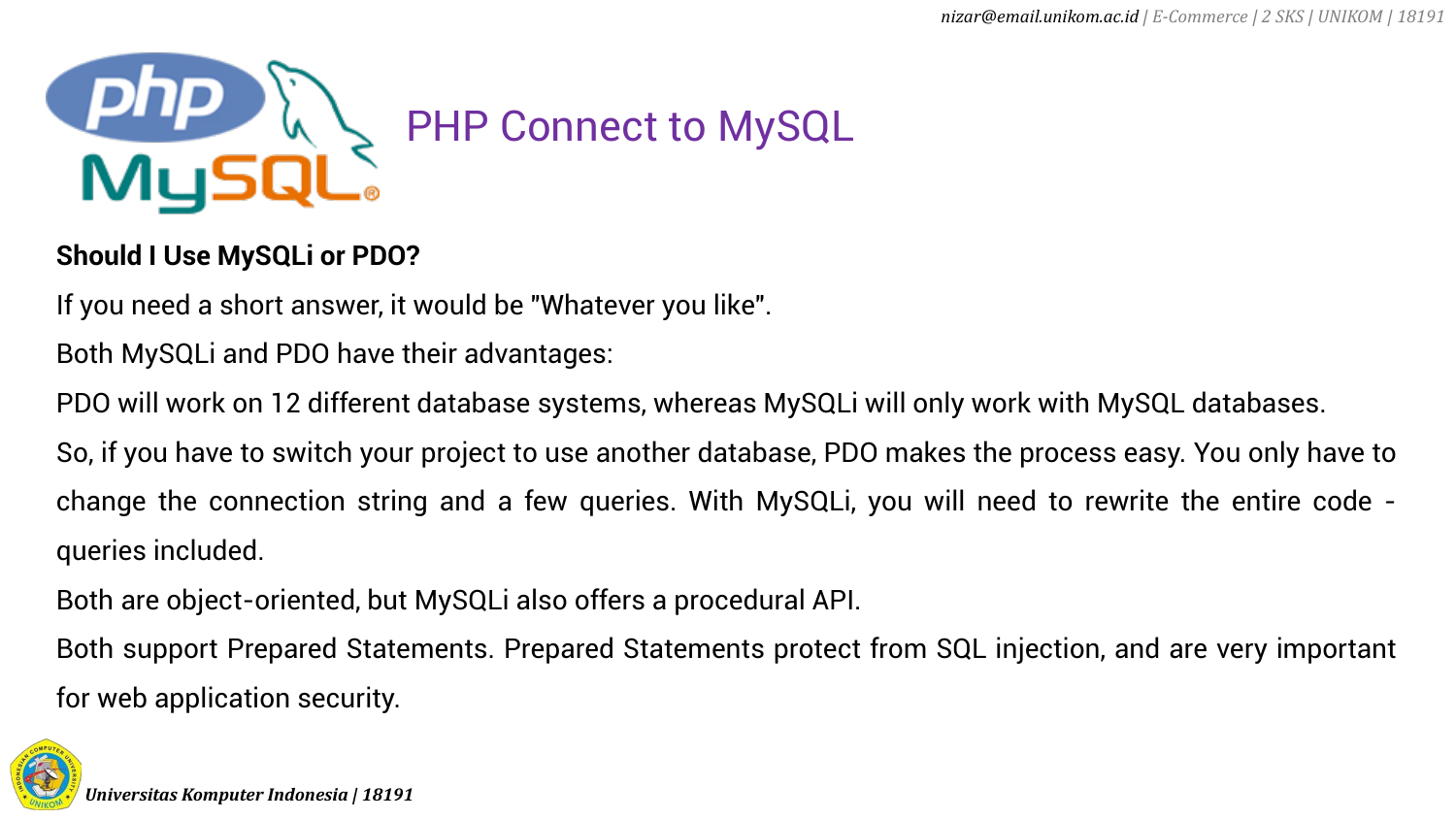# PHP Connect to MySQL

**Should I Use MySQLi or PDO?**

If you need a short answer, it would be "Whatever you like".

Both MySQLi and PDO have their advantages:

PDO will work on 12 different database systems, whereas MySQLi will only work with MySQL databases.

So, if you have to switch your project to use another database, PDO makes the process easy. You only have to change the connection string and a few queries. With MySQLi, you will need to rewrite the entire code - queries included.

Both are object-oriented, but MySQLi also offers a procedural API.

Both support Prepared Statements. Prepared Statements protect from SQL injection, and are very important for web application security.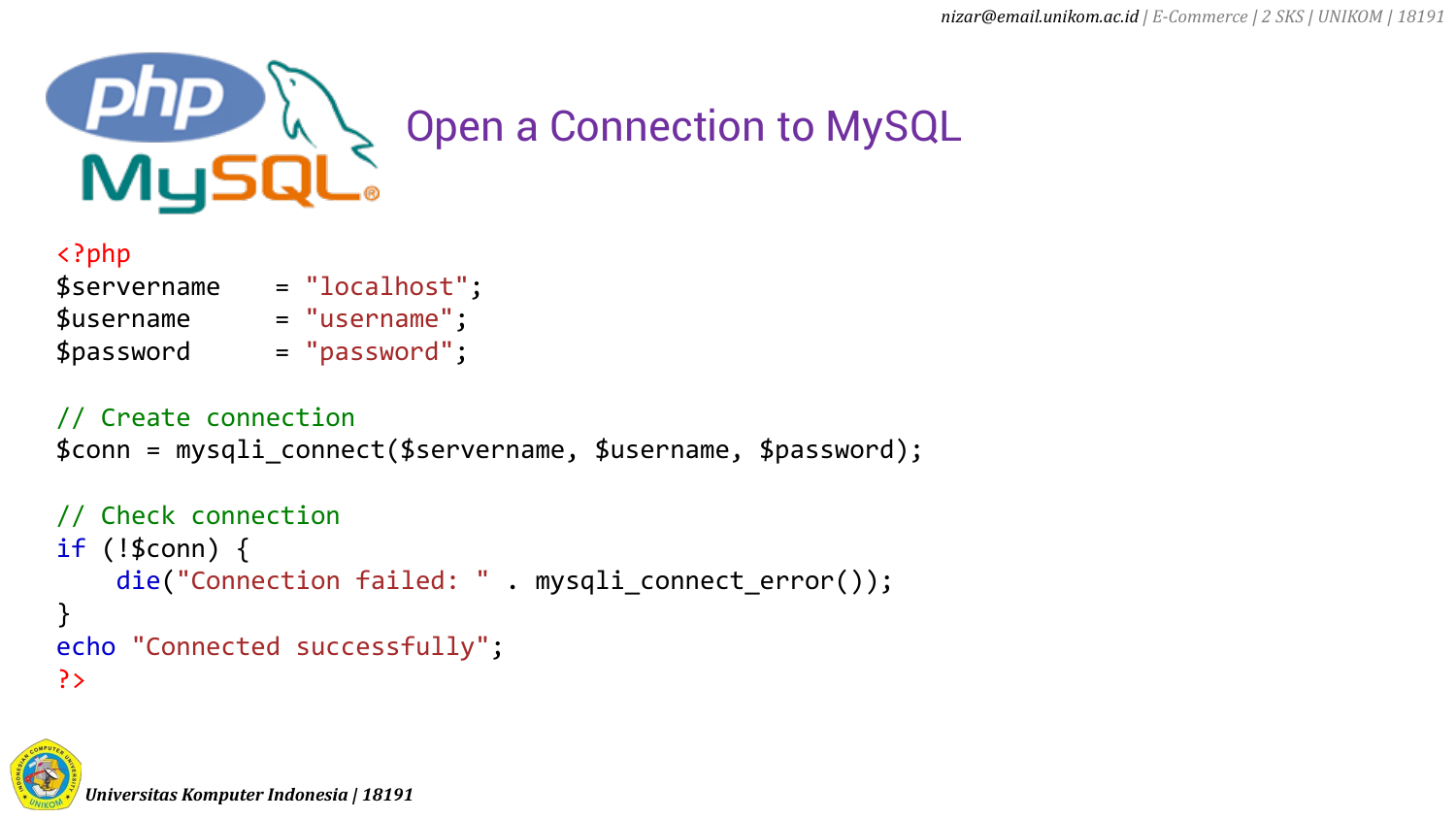# Open a Connection to MySQL

```php
<?php
$servername   = "localhost";
$username     = "username";
$password     = "password";

// Create connection
$conn = mysqli_connect($servername, $username, $password);

// Check connection
if (!$conn) {
    die("Connection failed: " . mysqli_connect_error());
}
echo "Connected successfully";
?>
```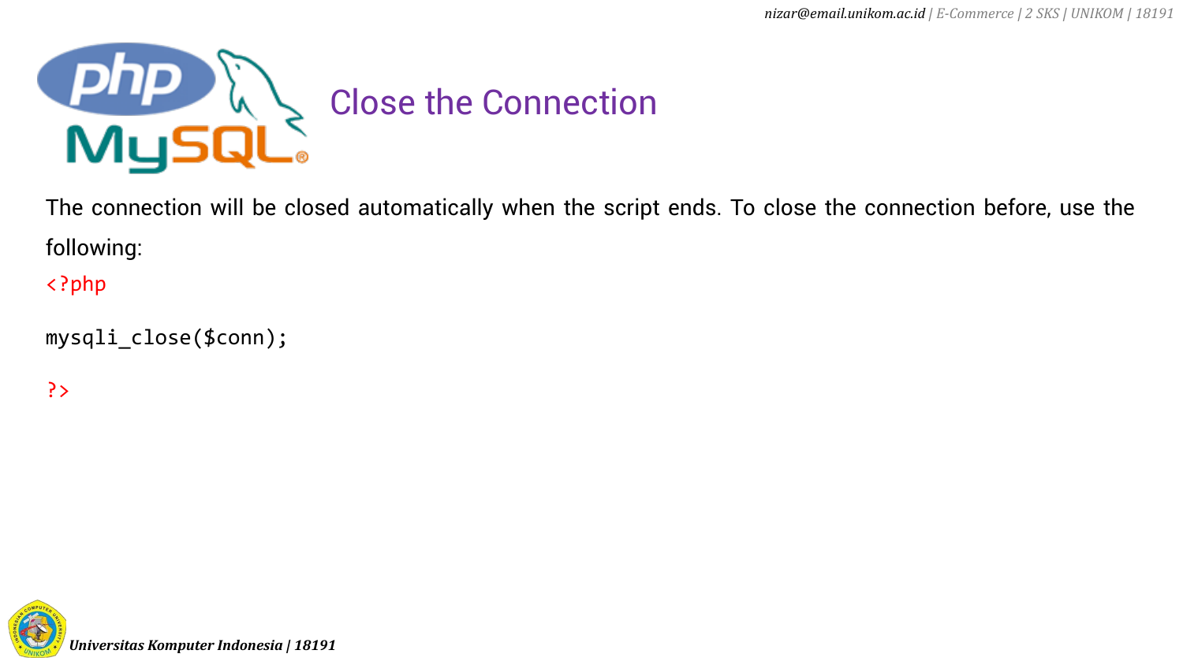# Close the Connection

The connection will be closed automatically when the script ends. To close the connection before, use the following:

```php
<?php

mysqli_close($conn);

?>
```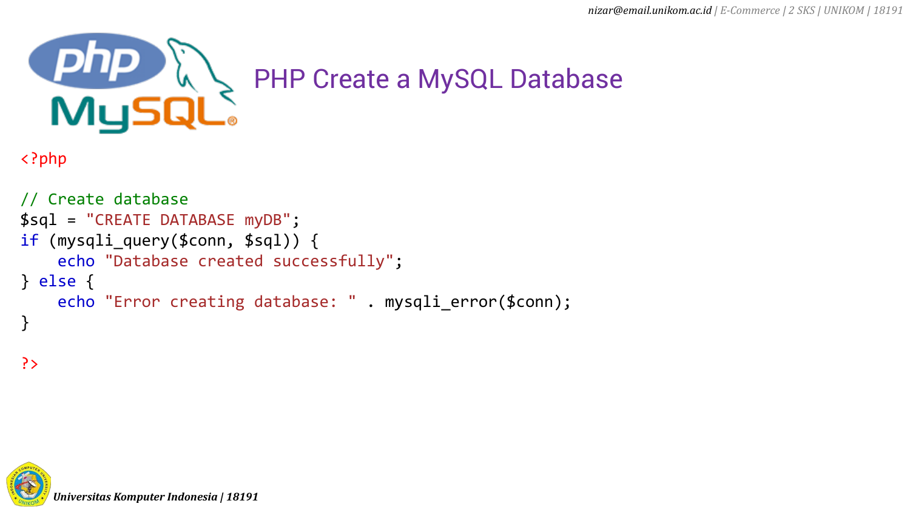# PHP Create a MySQL Database

```php
<?php

// Create database
$sql = "CREATE DATABASE myDB";
if (mysqli_query($conn, $sql)) {
    echo "Database created successfully";
} else {
    echo "Error creating database: " . mysqli_error($conn);
}

?>
```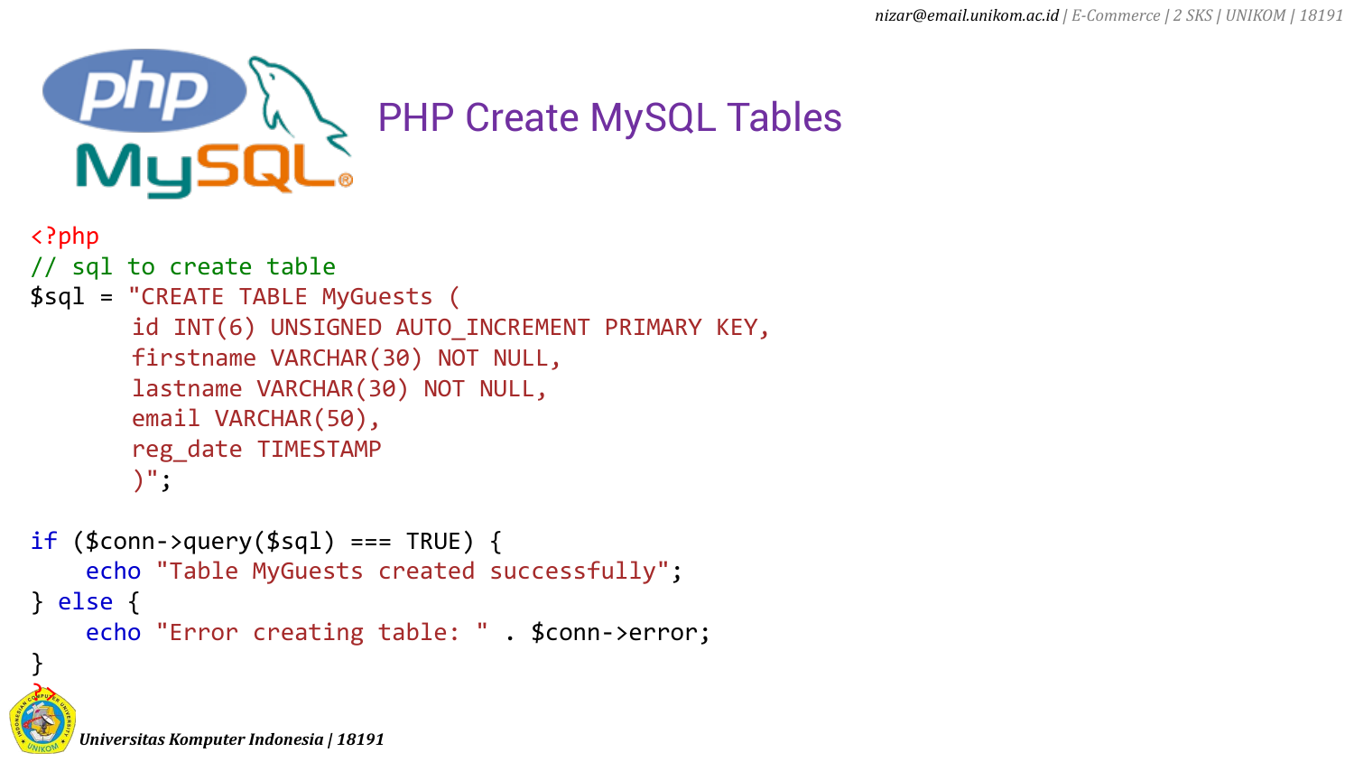# PHP Create MySQL Tables

```php
<?php
// sql to create table
$sql = "CREATE TABLE MyGuests (
       id INT(6) UNSIGNED AUTO_INCREMENT PRIMARY KEY,
       firstname VARCHAR(30) NOT NULL,
       lastname VARCHAR(30) NOT NULL,
       email VARCHAR(50),
       reg_date TIMESTAMP
       )";

if ($conn->query($sql) === TRUE) {
    echo "Table MyGuests created successfully";
} else {
    echo "Error creating table: " . $conn->error;
}
?>
```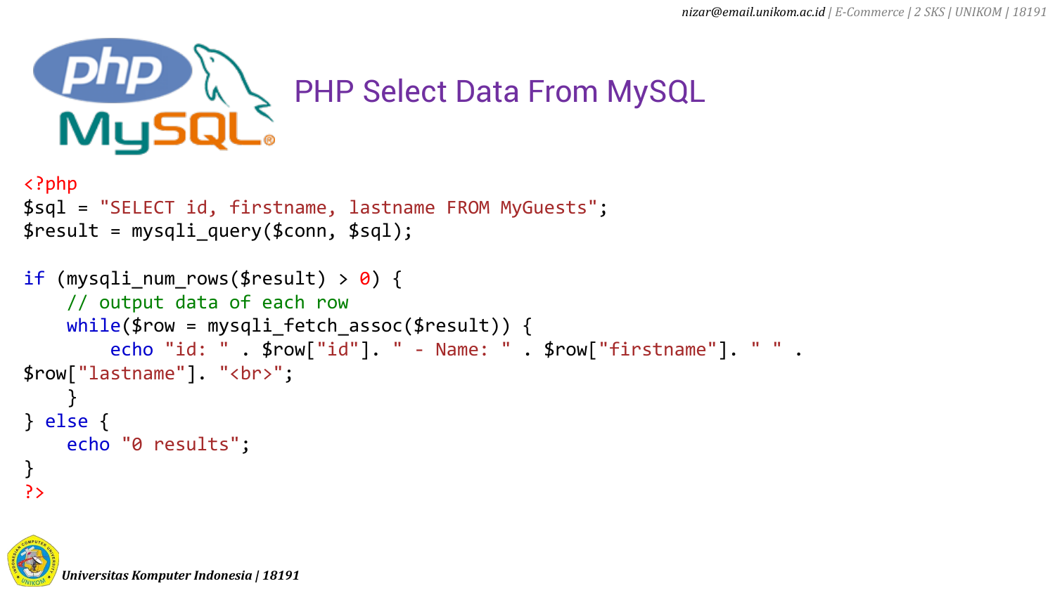# PHP Select Data From MySQL

```php
<?php
$sql = "SELECT id, firstname, lastname FROM MyGuests";
$result = mysqli_query($conn, $sql);

if (mysqli_num_rows($result) > 0) {
    // output data of each row
    while($row = mysqli_fetch_assoc($result)) {
        echo "id: " . $row["id"]. " - Name: " . $row["firstname"]. " " .
$row["lastname"]. "<br>";
    }
} else {
    echo "0 results";
}
?>
```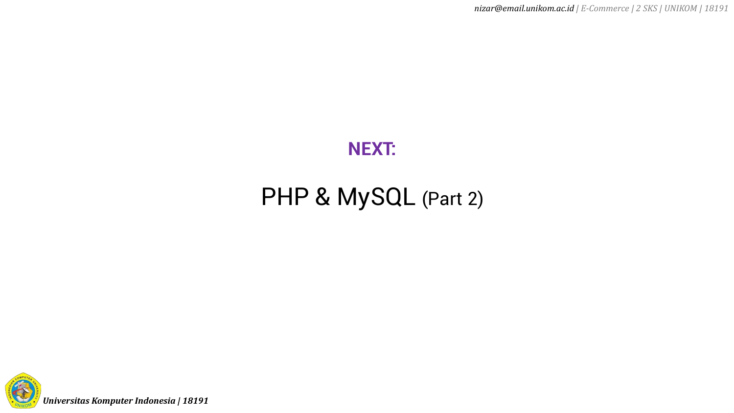**NEXT:**

PHP & MySQL (Part 2)